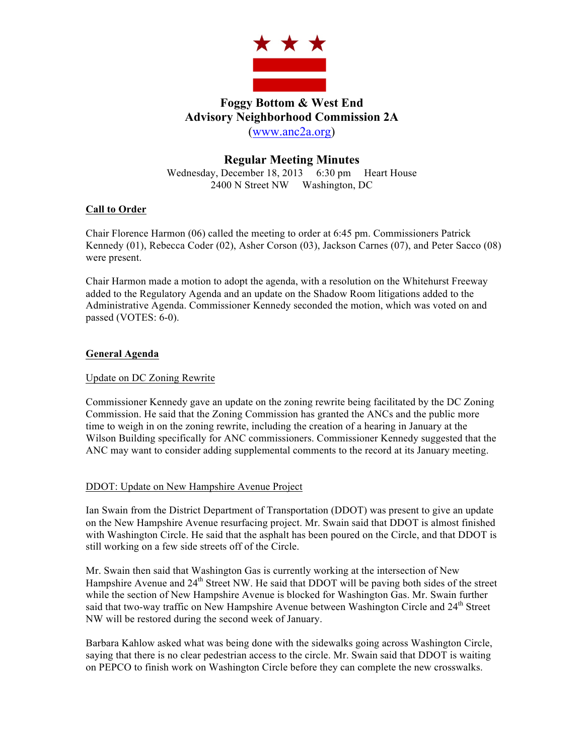# Foggy Bottom & West End Advisory Neighborhood Commission 2A

(www.anc2a.org)

## Regular Meeting Minutes

Wednesday, December 18, 2013 6:30 pm Heart House
2400 N Street NW Washington, DC

### Call to Order

Chair Florence Harmon (06) called the meeting to order at 6:45 pm. Commissioners Patrick Kennedy (01), Rebecca Coder (02), Asher Corson (03), Jackson Carnes (07), and Peter Sacco (08) were present.

Chair Harmon made a motion to adopt the agenda, with a resolution on the Whitehurst Freeway added to the Regulatory Agenda and an update on the Shadow Room litigations added to the Administrative Agenda. Commissioner Kennedy seconded the motion, which was voted on and passed (VOTES: 6-0).

### General Agenda

#### Update on DC Zoning Rewrite

Commissioner Kennedy gave an update on the zoning rewrite being facilitated by the DC Zoning Commission. He said that the Zoning Commission has granted the ANCs and the public more time to weigh in on the zoning rewrite, including the creation of a hearing in January at the Wilson Building specifically for ANC commissioners. Commissioner Kennedy suggested that the ANC may want to consider adding supplemental comments to the record at its January meeting.

#### DDOT: Update on New Hampshire Avenue Project

Ian Swain from the District Department of Transportation (DDOT) was present to give an update on the New Hampshire Avenue resurfacing project. Mr. Swain said that DDOT is almost finished with Washington Circle. He said that the asphalt has been poured on the Circle, and that DDOT is still working on a few side streets off of the Circle.

Mr. Swain then said that Washington Gas is currently working at the intersection of New Hampshire Avenue and 24th Street NW. He said that DDOT will be paving both sides of the street while the section of New Hampshire Avenue is blocked for Washington Gas. Mr. Swain further said that two-way traffic on New Hampshire Avenue between Washington Circle and 24th Street NW will be restored during the second week of January.

Barbara Kahlow asked what was being done with the sidewalks going across Washington Circle, saying that there is no clear pedestrian access to the circle. Mr. Swain said that DDOT is waiting on PEPCO to finish work on Washington Circle before they can complete the new crosswalks.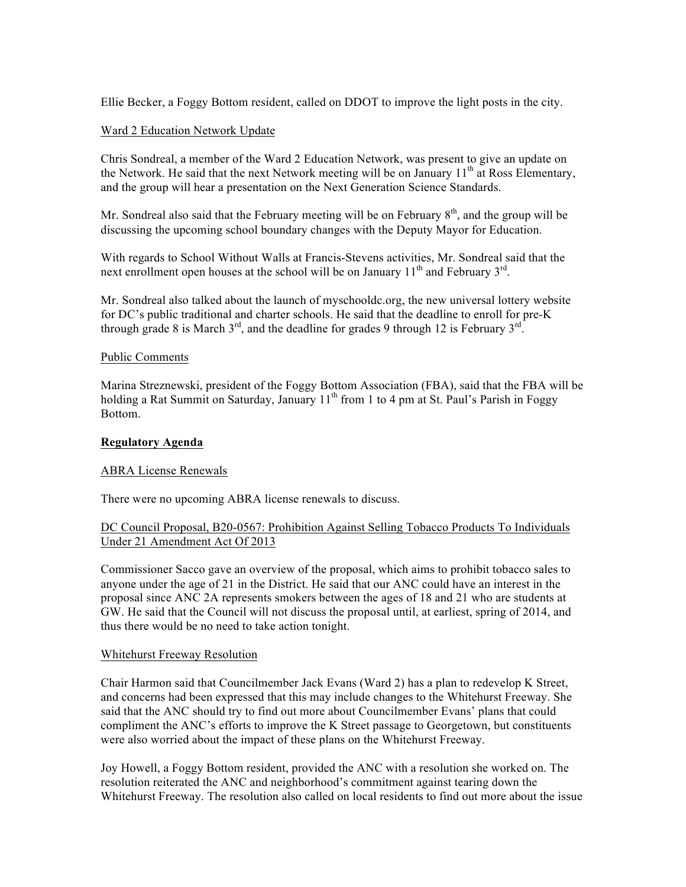Ellie Becker, a Foggy Bottom resident, called on DDOT to improve the light posts in the city.

Ward 2 Education Network Update

Chris Sondreal, a member of the Ward 2 Education Network, was present to give an update on the Network. He said that the next Network meeting will be on January 11th at Ross Elementary, and the group will hear a presentation on the Next Generation Science Standards.

Mr. Sondreal also said that the February meeting will be on February 8th, and the group will be discussing the upcoming school boundary changes with the Deputy Mayor for Education.

With regards to School Without Walls at Francis-Stevens activities, Mr. Sondreal said that the next enrollment open houses at the school will be on January 11th and February 3rd.

Mr. Sondreal also talked about the launch of myschooldc.org, the new universal lottery website for DC's public traditional and charter schools. He said that the deadline to enroll for pre-K through grade 8 is March 3rd, and the deadline for grades 9 through 12 is February 3rd.

Public Comments

Marina Streznewski, president of the Foggy Bottom Association (FBA), said that the FBA will be holding a Rat Summit on Saturday, January 11th from 1 to 4 pm at St. Paul's Parish in Foggy Bottom.

**Regulatory Agenda**

ABRA License Renewals

There were no upcoming ABRA license renewals to discuss.

DC Council Proposal, B20-0567: Prohibition Against Selling Tobacco Products To Individuals Under 21 Amendment Act Of 2013

Commissioner Sacco gave an overview of the proposal, which aims to prohibit tobacco sales to anyone under the age of 21 in the District. He said that our ANC could have an interest in the proposal since ANC 2A represents smokers between the ages of 18 and 21 who are students at GW. He said that the Council will not discuss the proposal until, at earliest, spring of 2014, and thus there would be no need to take action tonight.

Whitehurst Freeway Resolution

Chair Harmon said that Councilmember Jack Evans (Ward 2) has a plan to redevelop K Street, and concerns had been expressed that this may include changes to the Whitehurst Freeway. She said that the ANC should try to find out more about Councilmember Evans' plans that could compliment the ANC's efforts to improve the K Street passage to Georgetown, but constituents were also worried about the impact of these plans on the Whitehurst Freeway.

Joy Howell, a Foggy Bottom resident, provided the ANC with a resolution she worked on. The resolution reiterated the ANC and neighborhood's commitment against tearing down the Whitehurst Freeway. The resolution also called on local residents to find out more about the issue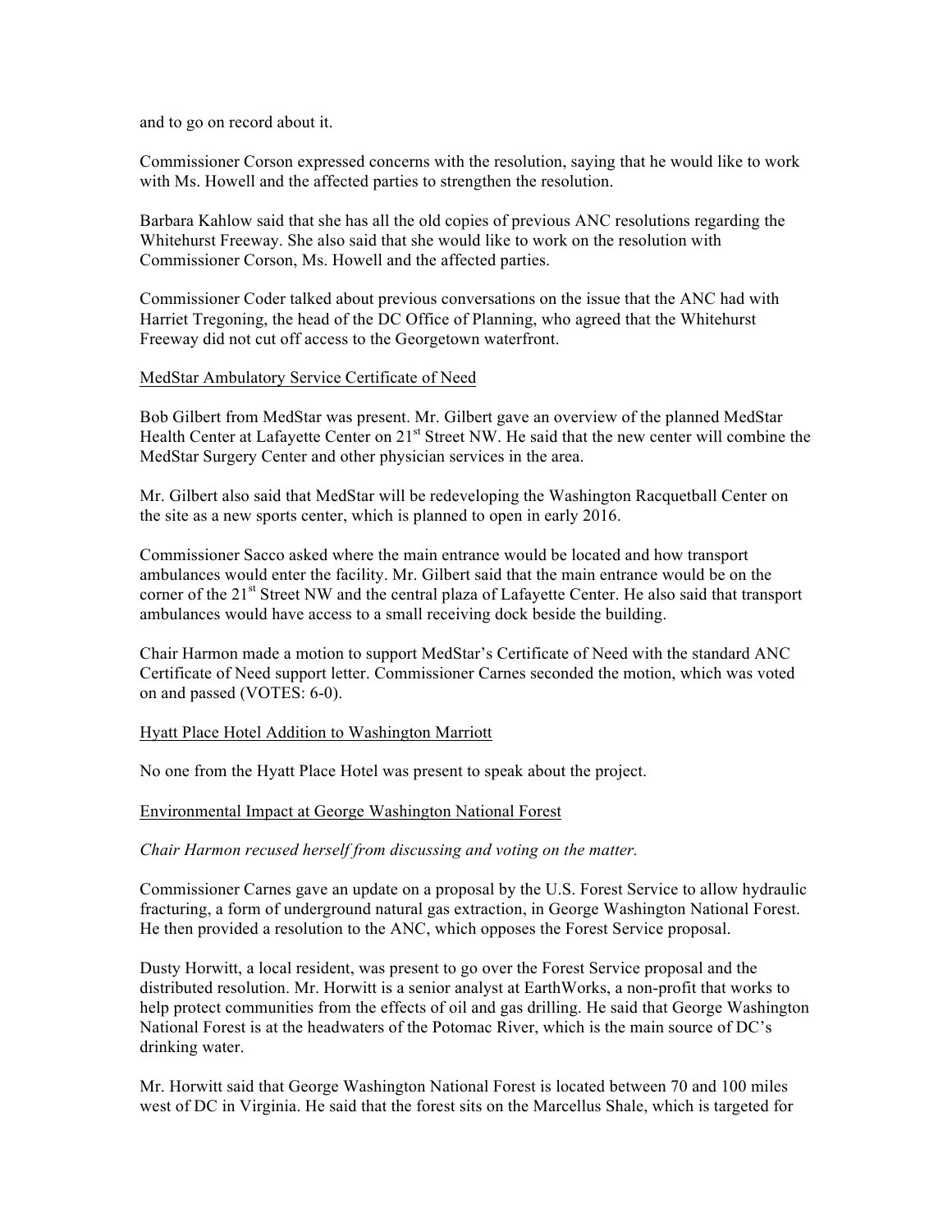and to go on record about it.

Commissioner Corson expressed concerns with the resolution, saying that he would like to work with Ms. Howell and the affected parties to strengthen the resolution.

Barbara Kahlow said that she has all the old copies of previous ANC resolutions regarding the Whitehurst Freeway. She also said that she would like to work on the resolution with Commissioner Corson, Ms. Howell and the affected parties.

Commissioner Coder talked about previous conversations on the issue that the ANC had with Harriet Tregoning, the head of the DC Office of Planning, who agreed that the Whitehurst Freeway did not cut off access to the Georgetown waterfront.

MedStar Ambulatory Service Certificate of Need

Bob Gilbert from MedStar was present. Mr. Gilbert gave an overview of the planned MedStar Health Center at Lafayette Center on 21st Street NW. He said that the new center will combine the MedStar Surgery Center and other physician services in the area.

Mr. Gilbert also said that MedStar will be redeveloping the Washington Racquetball Center on the site as a new sports center, which is planned to open in early 2016.

Commissioner Sacco asked where the main entrance would be located and how transport ambulances would enter the facility. Mr. Gilbert said that the main entrance would be on the corner of the 21st Street NW and the central plaza of Lafayette Center. He also said that transport ambulances would have access to a small receiving dock beside the building.

Chair Harmon made a motion to support MedStar's Certificate of Need with the standard ANC Certificate of Need support letter. Commissioner Carnes seconded the motion, which was voted on and passed (VOTES: 6-0).

Hyatt Place Hotel Addition to Washington Marriott

No one from the Hyatt Place Hotel was present to speak about the project.

Environmental Impact at George Washington National Forest

*Chair Harmon recused herself from discussing and voting on the matter.*

Commissioner Carnes gave an update on a proposal by the U.S. Forest Service to allow hydraulic fracturing, a form of underground natural gas extraction, in George Washington National Forest. He then provided a resolution to the ANC, which opposes the Forest Service proposal.

Dusty Horwitt, a local resident, was present to go over the Forest Service proposal and the distributed resolution. Mr. Horwitt is a senior analyst at EarthWorks, a non-profit that works to help protect communities from the effects of oil and gas drilling. He said that George Washington National Forest is at the headwaters of the Potomac River, which is the main source of DC's drinking water.

Mr. Horwitt said that George Washington National Forest is located between 70 and 100 miles west of DC in Virginia. He said that the forest sits on the Marcellus Shale, which is targeted for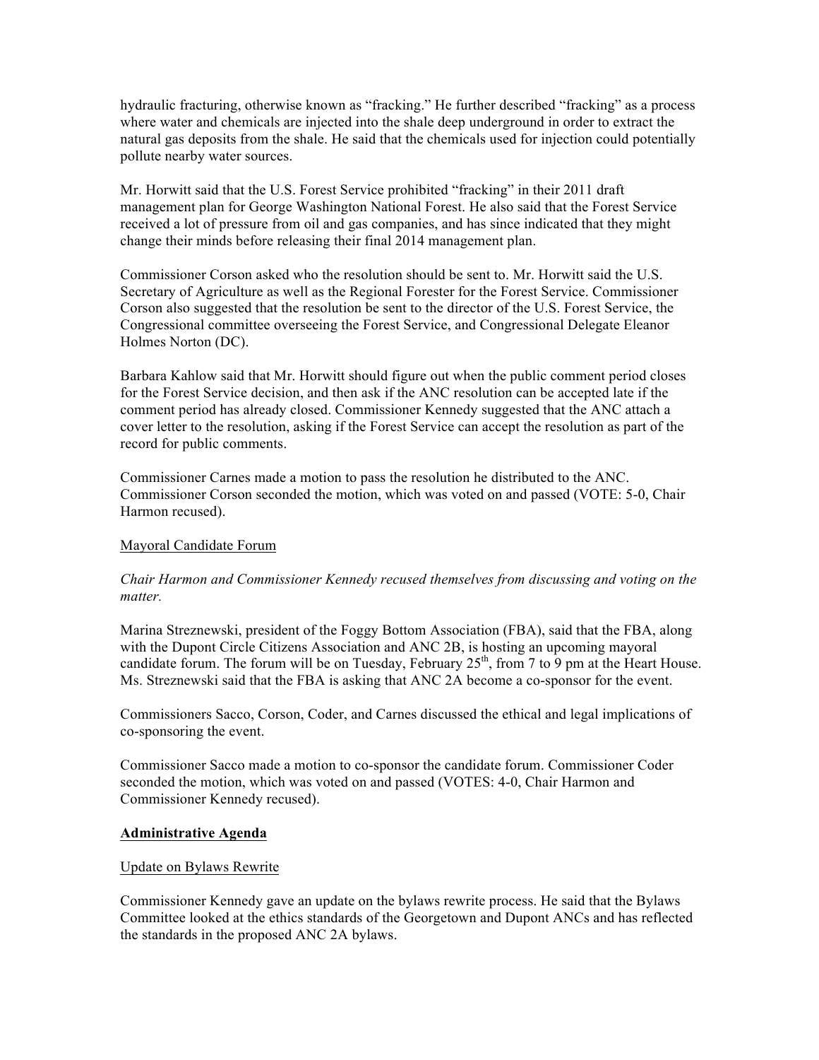hydraulic fracturing, otherwise known as "fracking." He further described "fracking" as a process where water and chemicals are injected into the shale deep underground in order to extract the natural gas deposits from the shale. He said that the chemicals used for injection could potentially pollute nearby water sources.

Mr. Horwitt said that the U.S. Forest Service prohibited "fracking" in their 2011 draft management plan for George Washington National Forest. He also said that the Forest Service received a lot of pressure from oil and gas companies, and has since indicated that they might change their minds before releasing their final 2014 management plan.

Commissioner Corson asked who the resolution should be sent to. Mr. Horwitt said the U.S. Secretary of Agriculture as well as the Regional Forester for the Forest Service. Commissioner Corson also suggested that the resolution be sent to the director of the U.S. Forest Service, the Congressional committee overseeing the Forest Service, and Congressional Delegate Eleanor Holmes Norton (DC).

Barbara Kahlow said that Mr. Horwitt should figure out when the public comment period closes for the Forest Service decision, and then ask if the ANC resolution can be accepted late if the comment period has already closed. Commissioner Kennedy suggested that the ANC attach a cover letter to the resolution, asking if the Forest Service can accept the resolution as part of the record for public comments.

Commissioner Carnes made a motion to pass the resolution he distributed to the ANC. Commissioner Corson seconded the motion, which was voted on and passed (VOTE: 5-0, Chair Harmon recused).

<u>Mayoral Candidate Forum</u>

*Chair Harmon and Commissioner Kennedy recused themselves from discussing and voting on the matter.*

Marina Streznewski, president of the Foggy Bottom Association (FBA), said that the FBA, along with the Dupont Circle Citizens Association and ANC 2B, is hosting an upcoming mayoral candidate forum. The forum will be on Tuesday, February 25th, from 7 to 9 pm at the Heart House. Ms. Streznewski said that the FBA is asking that ANC 2A become a co-sponsor for the event.

Commissioners Sacco, Corson, Coder, and Carnes discussed the ethical and legal implications of co-sponsoring the event.

Commissioner Sacco made a motion to co-sponsor the candidate forum. Commissioner Coder seconded the motion, which was voted on and passed (VOTES: 4-0, Chair Harmon and Commissioner Kennedy recused).

**<u>Administrative Agenda</u>**

<u>Update on Bylaws Rewrite</u>

Commissioner Kennedy gave an update on the bylaws rewrite process. He said that the Bylaws Committee looked at the ethics standards of the Georgetown and Dupont ANCs and has reflected the standards in the proposed ANC 2A bylaws.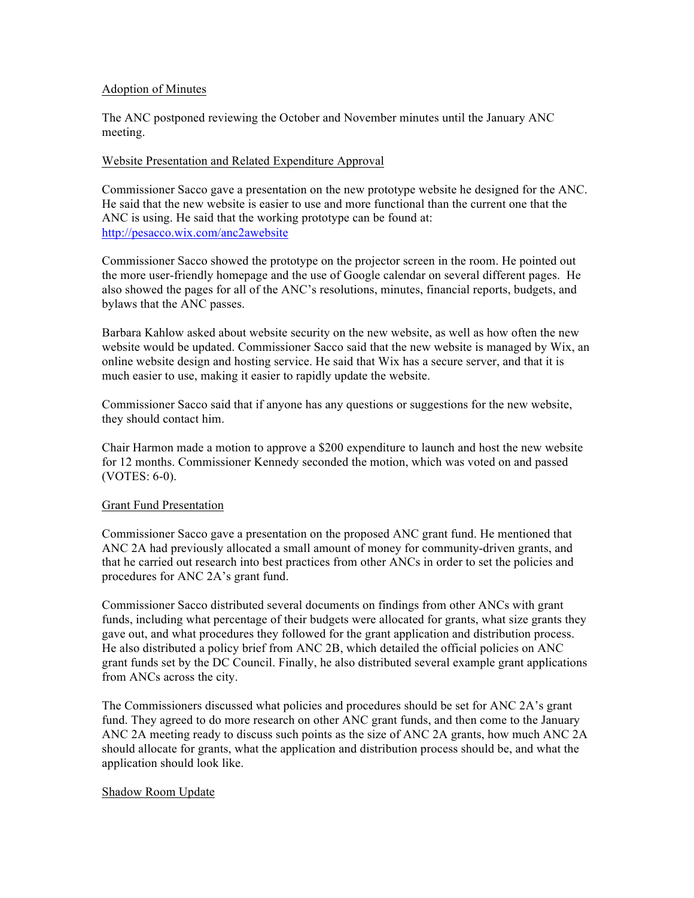Adoption of Minutes

The ANC postponed reviewing the October and November minutes until the January ANC meeting.

Website Presentation and Related Expenditure Approval

Commissioner Sacco gave a presentation on the new prototype website he designed for the ANC. He said that the new website is easier to use and more functional than the current one that the ANC is using. He said that the working prototype can be found at: http://pesacco.wix.com/anc2awebsite

Commissioner Sacco showed the prototype on the projector screen in the room. He pointed out the more user-friendly homepage and the use of Google calendar on several different pages. He also showed the pages for all of the ANC's resolutions, minutes, financial reports, budgets, and bylaws that the ANC passes.

Barbara Kahlow asked about website security on the new website, as well as how often the new website would be updated. Commissioner Sacco said that the new website is managed by Wix, an online website design and hosting service. He said that Wix has a secure server, and that it is much easier to use, making it easier to rapidly update the website.

Commissioner Sacco said that if anyone has any questions or suggestions for the new website, they should contact him.

Chair Harmon made a motion to approve a $200 expenditure to launch and host the new website for 12 months. Commissioner Kennedy seconded the motion, which was voted on and passed (VOTES: 6-0).

Grant Fund Presentation

Commissioner Sacco gave a presentation on the proposed ANC grant fund. He mentioned that ANC 2A had previously allocated a small amount of money for community-driven grants, and that he carried out research into best practices from other ANCs in order to set the policies and procedures for ANC 2A's grant fund.

Commissioner Sacco distributed several documents on findings from other ANCs with grant funds, including what percentage of their budgets were allocated for grants, what size grants they gave out, and what procedures they followed for the grant application and distribution process. He also distributed a policy brief from ANC 2B, which detailed the official policies on ANC grant funds set by the DC Council. Finally, he also distributed several example grant applications from ANCs across the city.

The Commissioners discussed what policies and procedures should be set for ANC 2A's grant fund. They agreed to do more research on other ANC grant funds, and then come to the January ANC 2A meeting ready to discuss such points as the size of ANC 2A grants, how much ANC 2A should allocate for grants, what the application and distribution process should be, and what the application should look like.

Shadow Room Update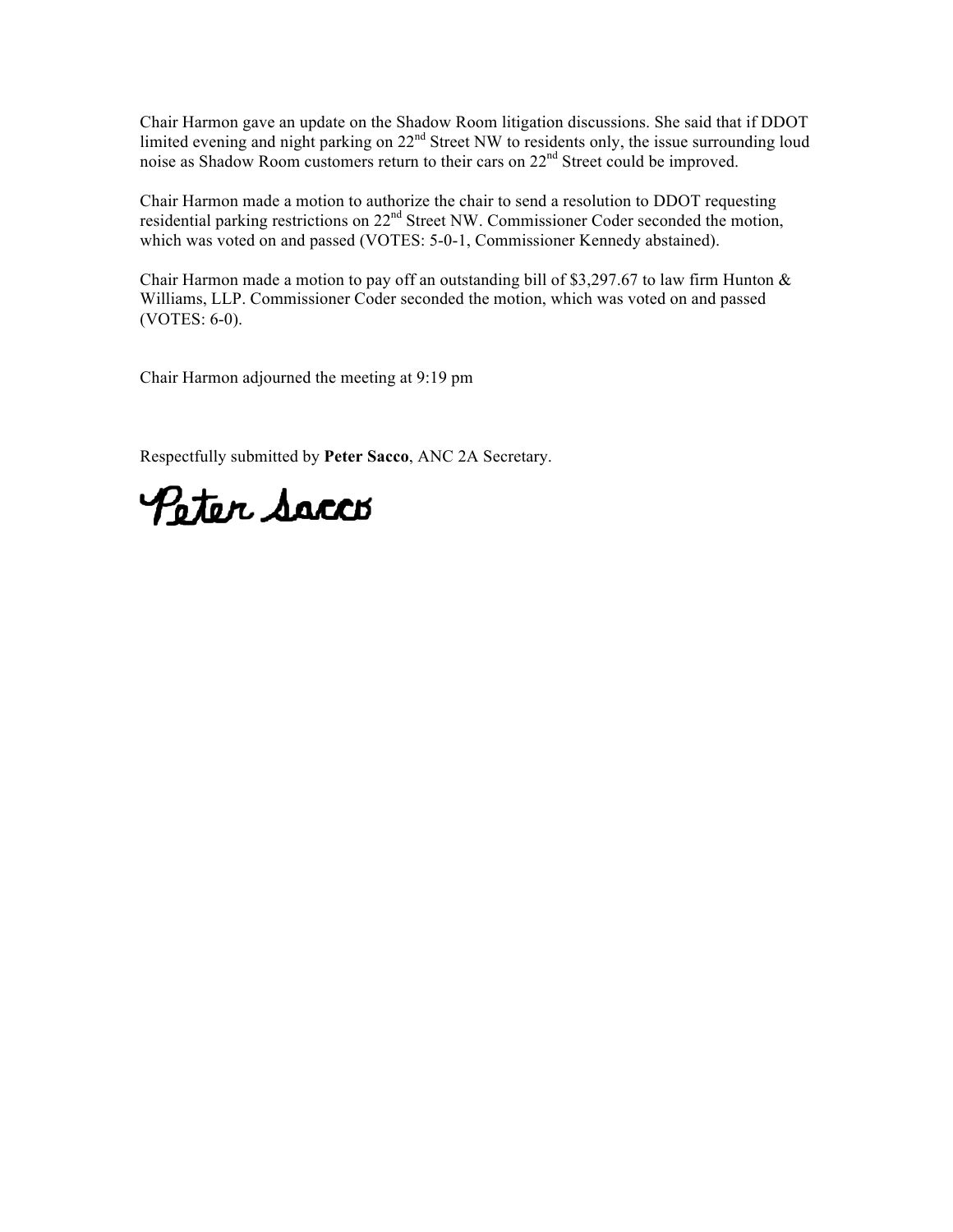Chair Harmon gave an update on the Shadow Room litigation discussions. She said that if DDOT limited evening and night parking on 22nd Street NW to residents only, the issue surrounding loud noise as Shadow Room customers return to their cars on 22nd Street could be improved.

Chair Harmon made a motion to authorize the chair to send a resolution to DDOT requesting residential parking restrictions on 22nd Street NW. Commissioner Coder seconded the motion, which was voted on and passed (VOTES: 5-0-1, Commissioner Kennedy abstained).

Chair Harmon made a motion to pay off an outstanding bill of $3,297.67 to law firm Hunton & Williams, LLP. Commissioner Coder seconded the motion, which was voted on and passed (VOTES: 6-0).

Chair Harmon adjourned the meeting at 9:19 pm

Respectfully submitted by **Peter Sacco**, ANC 2A Secretary.

Peter Sacco